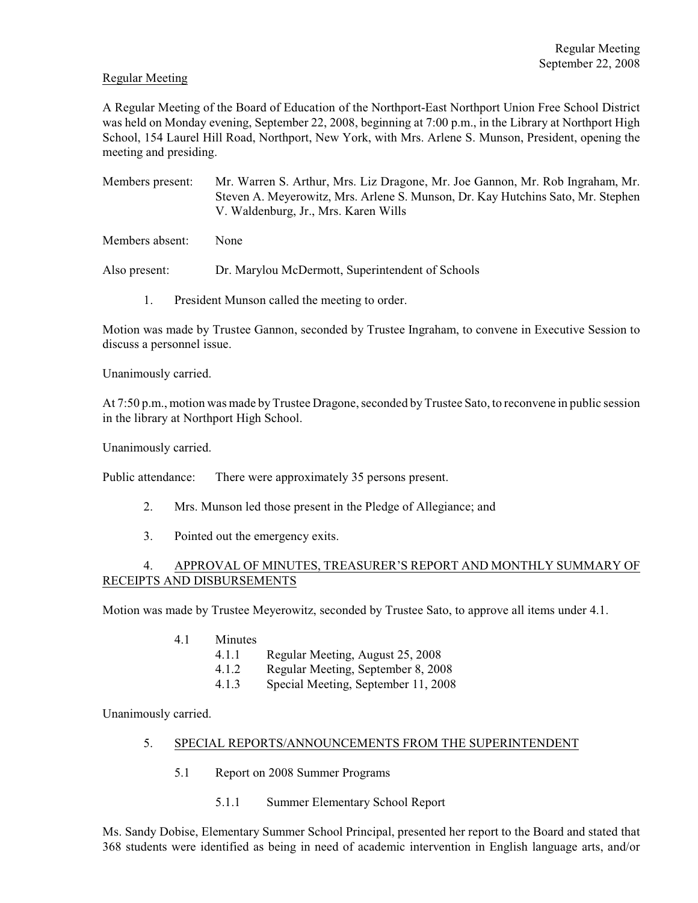Regular Meeting
September 22, 2008

Regular Meeting

A Regular Meeting of the Board of Education of the Northport-East Northport Union Free School District was held on Monday evening, September 22, 2008, beginning at 7:00 p.m., in the Library at Northport High School, 154 Laurel Hill Road, Northport, New York, with Mrs. Arlene S. Munson, President, opening the meeting and presiding.

Members present: Mr. Warren S. Arthur, Mrs. Liz Dragone, Mr. Joe Gannon, Mr. Rob Ingraham, Mr. Steven A. Meyerowitz, Mrs. Arlene S. Munson, Dr. Kay Hutchins Sato, Mr. Stephen V. Waldenburg, Jr., Mrs. Karen Wills

Members absent: None

Also present: Dr. Marylou McDermott, Superintendent of Schools

1. President Munson called the meeting to order.

Motion was made by Trustee Gannon, seconded by Trustee Ingraham, to convene in Executive Session to discuss a personnel issue.

Unanimously carried.

At 7:50 p.m., motion was made by Trustee Dragone, seconded by Trustee Sato, to reconvene in public session in the library at Northport High School.

Unanimously carried.

Public attendance: There were approximately 35 persons present.

2. Mrs. Munson led those present in the Pledge of Allegiance; and

3. Pointed out the emergency exits.

4. APPROVAL OF MINUTES, TREASURER'S REPORT AND MONTHLY SUMMARY OF RECEIPTS AND DISBURSEMENTS

Motion was made by Trustee Meyerowitz, seconded by Trustee Sato, to approve all items under 4.1.

- 4.1 Minutes
  - 4.1.1 Regular Meeting, August 25, 2008
  - 4.1.2 Regular Meeting, September 8, 2008
  - 4.1.3 Special Meeting, September 11, 2008

Unanimously carried.

5. SPECIAL REPORTS/ANNOUNCEMENTS FROM THE SUPERINTENDENT

5.1 Report on 2008 Summer Programs

5.1.1 Summer Elementary School Report

Ms. Sandy Dobise, Elementary Summer School Principal, presented her report to the Board and stated that 368 students were identified as being in need of academic intervention in English language arts, and/or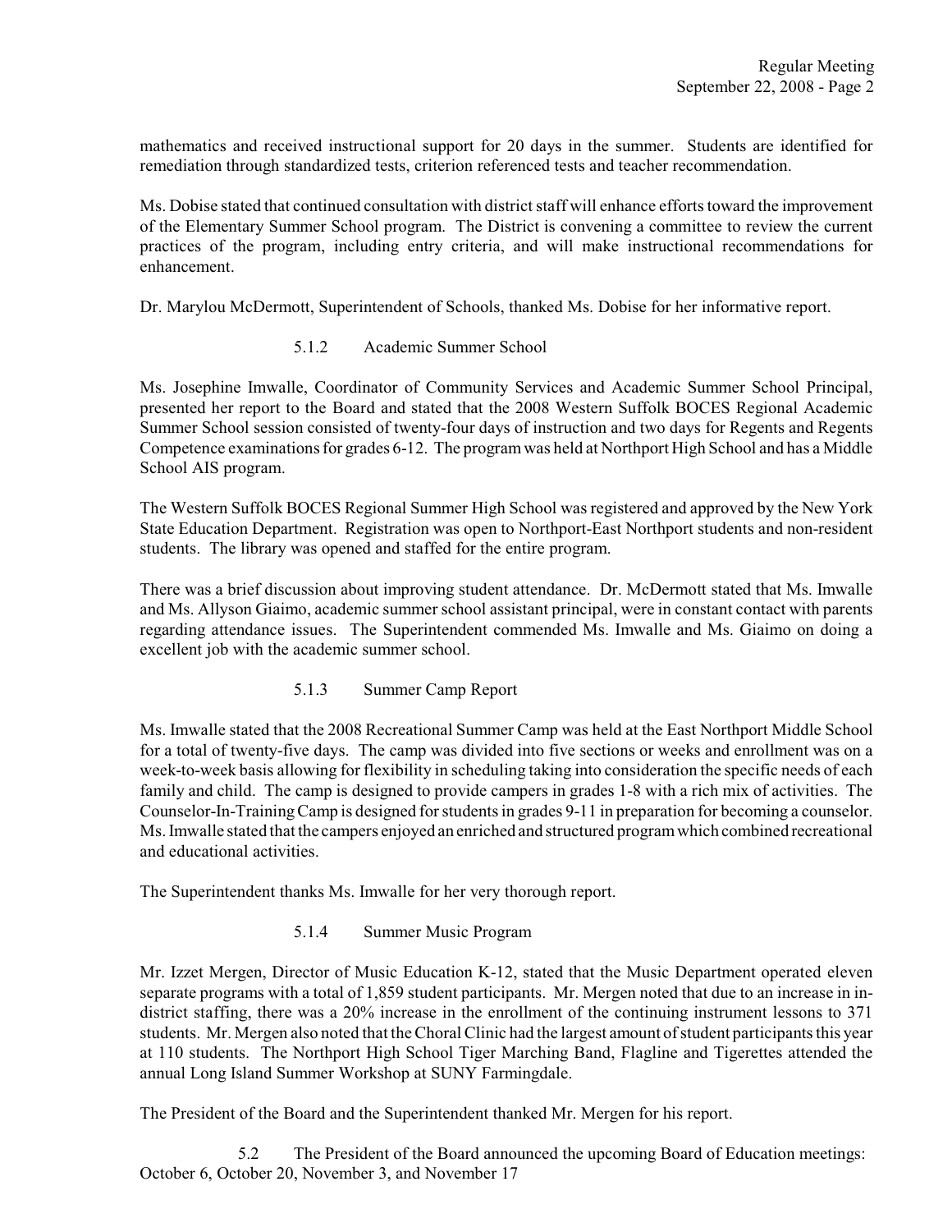mathematics and received instructional support for 20 days in the summer. Students are identified for remediation through standardized tests, criterion referenced tests and teacher recommendation.

Ms. Dobise stated that continued consultation with district staff will enhance efforts toward the improvement of the Elementary Summer School program. The District is convening a committee to review the current practices of the program, including entry criteria, and will make instructional recommendations for enhancement.

Dr. Marylou McDermott, Superintendent of Schools, thanked Ms. Dobise for her informative report.

5.1.2 Academic Summer School

Ms. Josephine Imwalle, Coordinator of Community Services and Academic Summer School Principal, presented her report to the Board and stated that the 2008 Western Suffolk BOCES Regional Academic Summer School session consisted of twenty-four days of instruction and two days for Regents and Regents Competence examinations for grades 6-12. The program was held at Northport High School and has a Middle School AIS program.

The Western Suffolk BOCES Regional Summer High School was registered and approved by the New York State Education Department. Registration was open to Northport-East Northport students and non-resident students. The library was opened and staffed for the entire program.

There was a brief discussion about improving student attendance. Dr. McDermott stated that Ms. Imwalle and Ms. Allyson Giaimo, academic summer school assistant principal, were in constant contact with parents regarding attendance issues. The Superintendent commended Ms. Imwalle and Ms. Giaimo on doing a excellent job with the academic summer school.

5.1.3 Summer Camp Report

Ms. Imwalle stated that the 2008 Recreational Summer Camp was held at the East Northport Middle School for a total of twenty-five days. The camp was divided into five sections or weeks and enrollment was on a week-to-week basis allowing for flexibility in scheduling taking into consideration the specific needs of each family and child. The camp is designed to provide campers in grades 1-8 with a rich mix of activities. The Counselor-In-Training Camp is designed for students in grades 9-11 in preparation for becoming a counselor. Ms. Imwalle stated that the campers enjoyed an enriched and structured program which combined recreational and educational activities.

The Superintendent thanks Ms. Imwalle for her very thorough report.

5.1.4 Summer Music Program

Mr. Izzet Mergen, Director of Music Education K-12, stated that the Music Department operated eleven separate programs with a total of 1,859 student participants. Mr. Mergen noted that due to an increase in in-district staffing, there was a 20% increase in the enrollment of the continuing instrument lessons to 371 students. Mr. Mergen also noted that the Choral Clinic had the largest amount of student participants this year at 110 students. The Northport High School Tiger Marching Band, Flagline and Tigerettes attended the annual Long Island Summer Workshop at SUNY Farmingdale.

The President of the Board and the Superintendent thanked Mr. Mergen for his report.

5.2 The President of the Board announced the upcoming Board of Education meetings: October 6, October 20, November 3, and November 17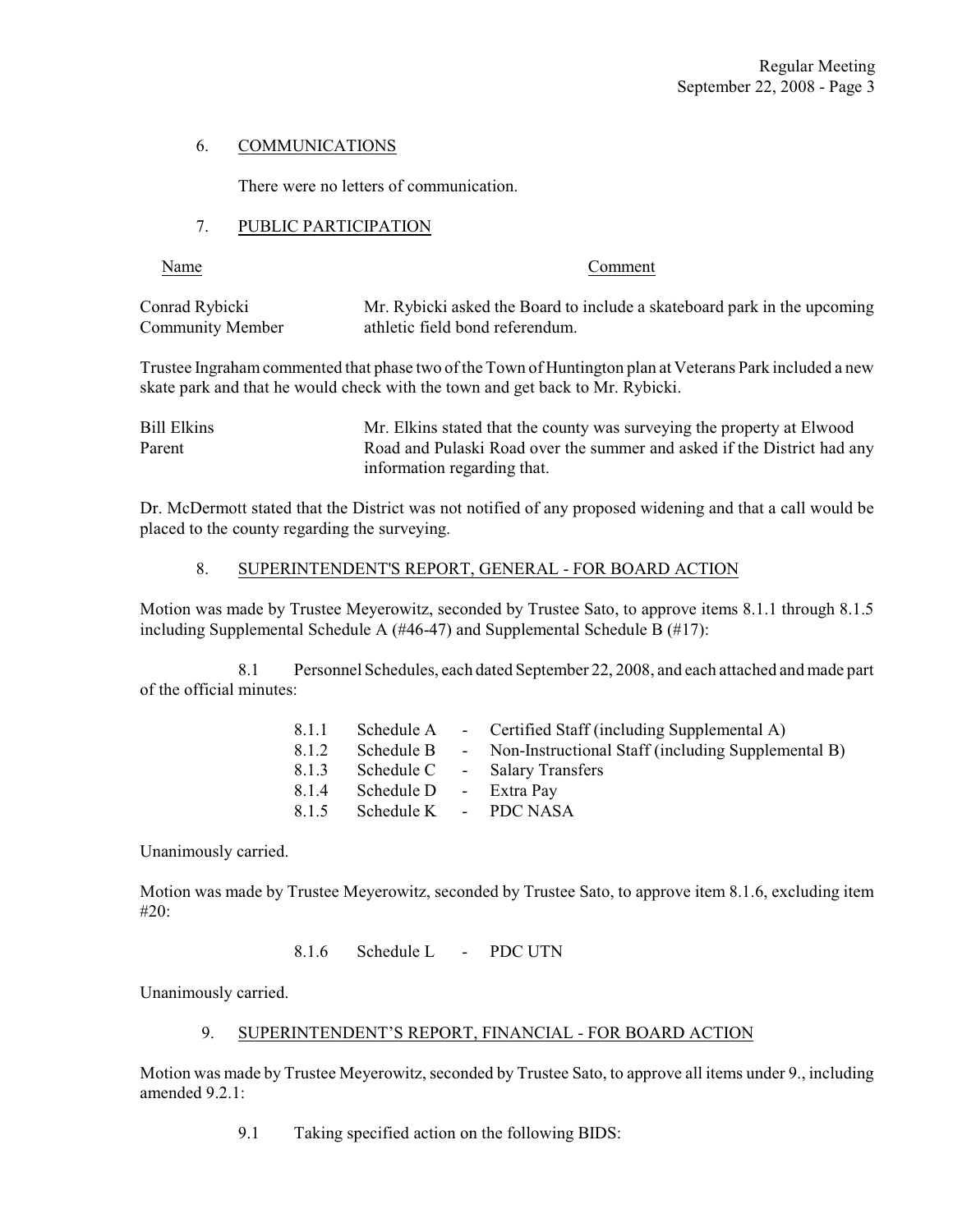## 6. COMMUNICATIONS

There were no letters of communication.

## 7. PUBLIC PARTICIPATION

| Name | Comment |
| --- | --- |
| Conrad Rybicki<br>Community Member | Mr. Rybicki asked the Board to include a skateboard park in the upcoming athletic field bond referendum. |

Trustee Ingraham commented that phase two of the Town of Huntington plan at Veterans Park included a new skate park and that he would check with the town and get back to Mr. Rybicki.

| Name | Comment |
| --- | --- |
| Bill Elkins<br>Parent | Mr. Elkins stated that the county was surveying the property at Elwood Road and Pulaski Road over the summer and asked if the District had any information regarding that. |

Dr. McDermott stated that the District was not notified of any proposed widening and that a call would be placed to the county regarding the surveying.

## 8. SUPERINTENDENT'S REPORT, GENERAL - FOR BOARD ACTION

Motion was made by Trustee Meyerowitz, seconded by Trustee Sato, to approve items 8.1.1 through 8.1.5 including Supplemental Schedule A (#46-47) and Supplemental Schedule B (#17):

8.1 Personnel Schedules, each dated September 22, 2008, and each attached and made part of the official minutes:

- 8.1.1 Schedule A - Certified Staff (including Supplemental A)
- 8.1.2 Schedule B - Non-Instructional Staff (including Supplemental B)
- 8.1.3 Schedule C - Salary Transfers
- 8.1.4 Schedule D - Extra Pay
- 8.1.5 Schedule K - PDC NASA

Unanimously carried.

Motion was made by Trustee Meyerowitz, seconded by Trustee Sato, to approve item 8.1.6, excluding item #20:

- 8.1.6 Schedule L - PDC UTN

Unanimously carried.

## 9. SUPERINTENDENT'S REPORT, FINANCIAL - FOR BOARD ACTION

Motion was made by Trustee Meyerowitz, seconded by Trustee Sato, to approve all items under 9., including amended 9.2.1:

9.1 Taking specified action on the following BIDS: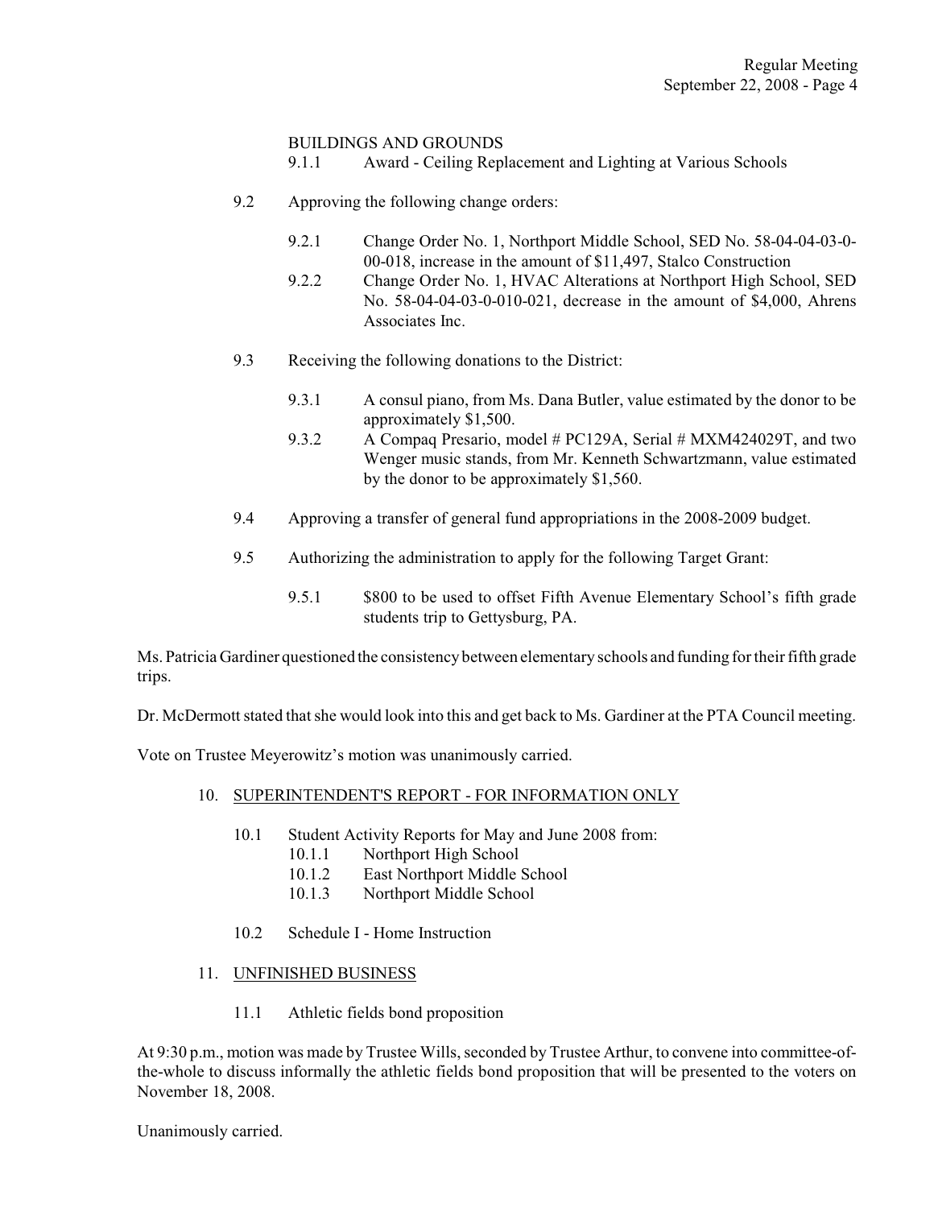BUILDINGS AND GROUNDS

- 9.1.1 Award - Ceiling Replacement and Lighting at Various Schools

9.2 Approving the following change orders:

- 9.2.1 Change Order No. 1, Northport Middle School, SED No. 58-04-04-03-0-00-018, increase in the amount of $11,497, Stalco Construction
- 9.2.2 Change Order No. 1, HVAC Alterations at Northport High School, SED No. 58-04-04-03-0-010-021, decrease in the amount of $4,000, Ahrens Associates Inc.

9.3 Receiving the following donations to the District:

- 9.3.1 A consul piano, from Ms. Dana Butler, value estimated by the donor to be approximately $1,500.
- 9.3.2 A Compaq Presario, model # PC129A, Serial # MXM424029T, and two Wenger music stands, from Mr. Kenneth Schwartzmann, value estimated by the donor to be approximately $1,560.

9.4 Approving a transfer of general fund appropriations in the 2008-2009 budget.

9.5 Authorizing the administration to apply for the following Target Grant:

- 9.5.1 $800 to be used to offset Fifth Avenue Elementary School's fifth grade students trip to Gettysburg, PA.

Ms. Patricia Gardiner questioned the consistency between elementary schools and funding for their fifth grade trips.

Dr. McDermott stated that she would look into this and get back to Ms. Gardiner at the PTA Council meeting.

Vote on Trustee Meyerowitz's motion was unanimously carried.

10. <u>SUPERINTENDENT'S REPORT - FOR INFORMATION ONLY</u>

    10.1 Student Activity Reports for May and June 2008 from:
    - 10.1.1 Northport High School
    - 10.1.2 East Northport Middle School
    - 10.1.3 Northport Middle School

    10.2 Schedule I - Home Instruction

11. <u>UNFINISHED BUSINESS</u>

    11.1 Athletic fields bond proposition

At 9:30 p.m., motion was made by Trustee Wills, seconded by Trustee Arthur, to convene into committee-of-the-whole to discuss informally the athletic fields bond proposition that will be presented to the voters on November 18, 2008.

Unanimously carried.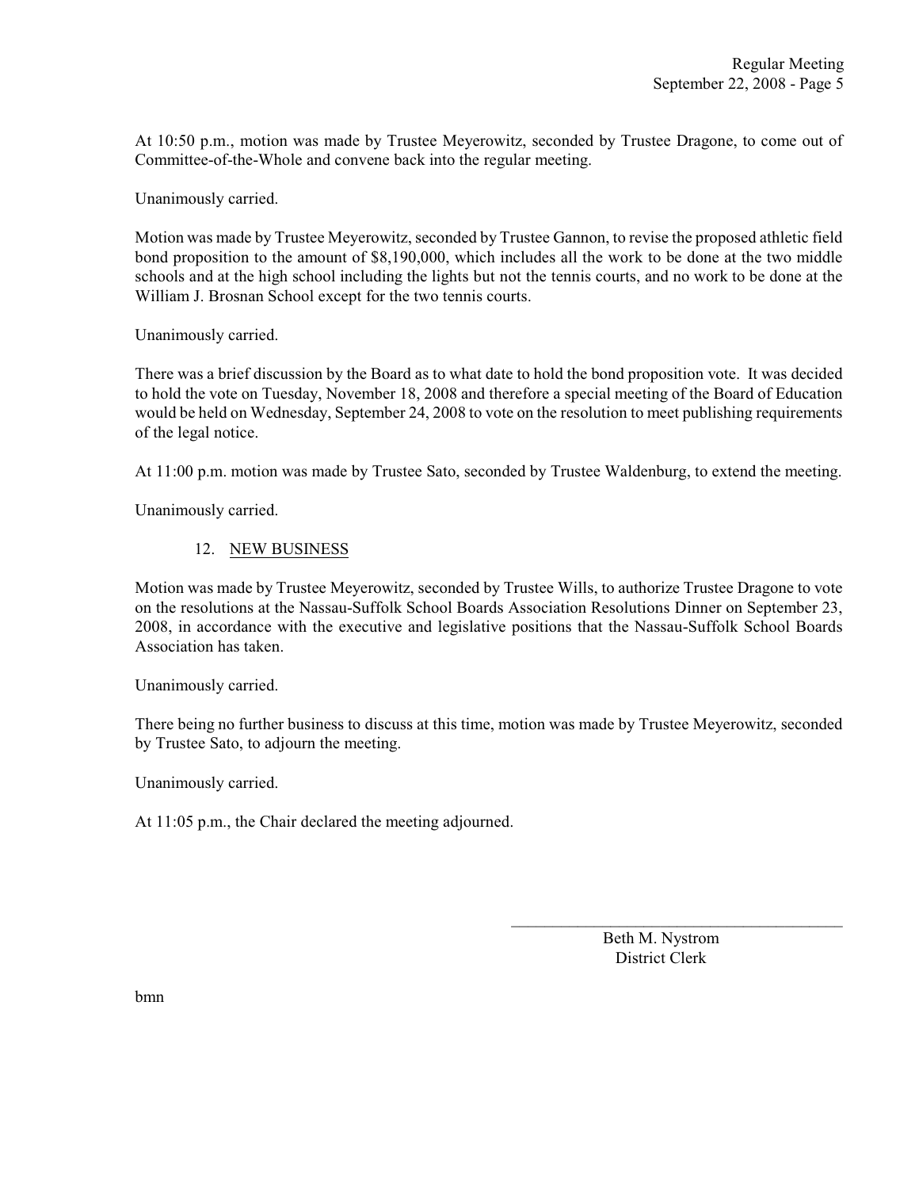At 10:50 p.m., motion was made by Trustee Meyerowitz, seconded by Trustee Dragone, to come out of Committee-of-the-Whole and convene back into the regular meeting.

Unanimously carried.

Motion was made by Trustee Meyerowitz, seconded by Trustee Gannon, to revise the proposed athletic field bond proposition to the amount of $8,190,000, which includes all the work to be done at the two middle schools and at the high school including the lights but not the tennis courts, and no work to be done at the William J. Brosnan School except for the two tennis courts.

Unanimously carried.

There was a brief discussion by the Board as to what date to hold the bond proposition vote. It was decided to hold the vote on Tuesday, November 18, 2008 and therefore a special meeting of the Board of Education would be held on Wednesday, September 24, 2008 to vote on the resolution to meet publishing requirements of the legal notice.

At 11:00 p.m. motion was made by Trustee Sato, seconded by Trustee Waldenburg, to extend the meeting.

Unanimously carried.

12. NEW BUSINESS

Motion was made by Trustee Meyerowitz, seconded by Trustee Wills, to authorize Trustee Dragone to vote on the resolutions at the Nassau-Suffolk School Boards Association Resolutions Dinner on September 23, 2008, in accordance with the executive and legislative positions that the Nassau-Suffolk School Boards Association has taken.

Unanimously carried.

There being no further business to discuss at this time, motion was made by Trustee Meyerowitz, seconded by Trustee Sato, to adjourn the meeting.

Unanimously carried.

At 11:05 p.m., the Chair declared the meeting adjourned.

Beth M. Nystrom
District Clerk

bmn